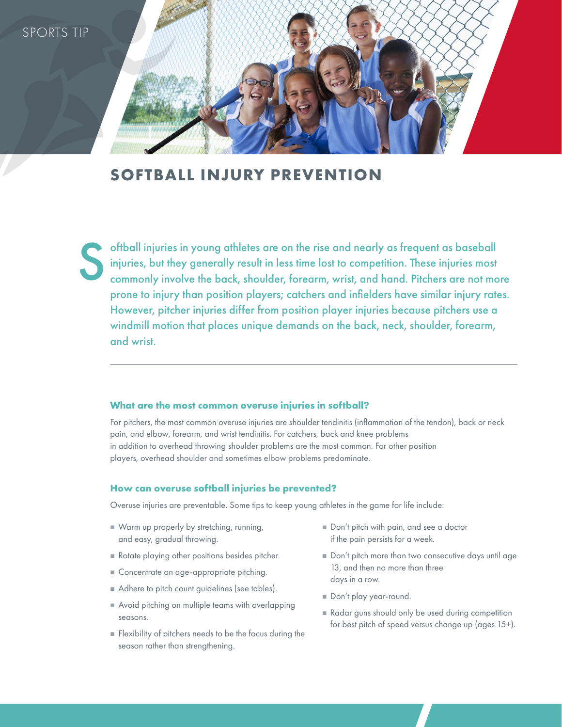SPORTS TIP

# SOFTBALL INJURY PREVENTION

Softball injuries in young athletes are on the rise and nearly as frequent as baseball injuries, but they generally result in less time lost to competition. These injuries most commonly involve the back, shoulder, forearm, wrist, and hand. Pitchers are not more prone to injury than position players; catchers and infielders have similar injury rates. However, pitcher injuries differ from position player injuries because pitchers use a windmill motion that places unique demands on the back, neck, shoulder, forearm, and wrist.

---

### What are the most common overuse injuries in softball?

For pitchers, the most common overuse injuries are shoulder tendinitis (inflammation of the tendon), back or neck pain, and elbow, forearm, and wrist tendinitis. For catchers, back and knee problems in addition to overhead throwing shoulder problems are the most common. For other position players, overhead shoulder and sometimes elbow problems predominate.

### How can overuse softball injuries be prevented?

Overuse injuries are preventable. Some tips to keep young athletes in the game for life include:

- Warm up properly by stretching, running, and easy, gradual throwing.
- Rotate playing other positions besides pitcher.
- Concentrate on age-appropriate pitching.
- Adhere to pitch count guidelines (see tables).
- Avoid pitching on multiple teams with overlapping seasons.
- Flexibility of pitchers needs to be the focus during the season rather than strengthening.
- Don't pitch with pain, and see a doctor if the pain persists for a week.
- Don't pitch more than two consecutive days until age 13, and then no more than three days in a row.
- Don't play year-round.
- Radar guns should only be used during competition for best pitch of speed versus change up (ages 15+).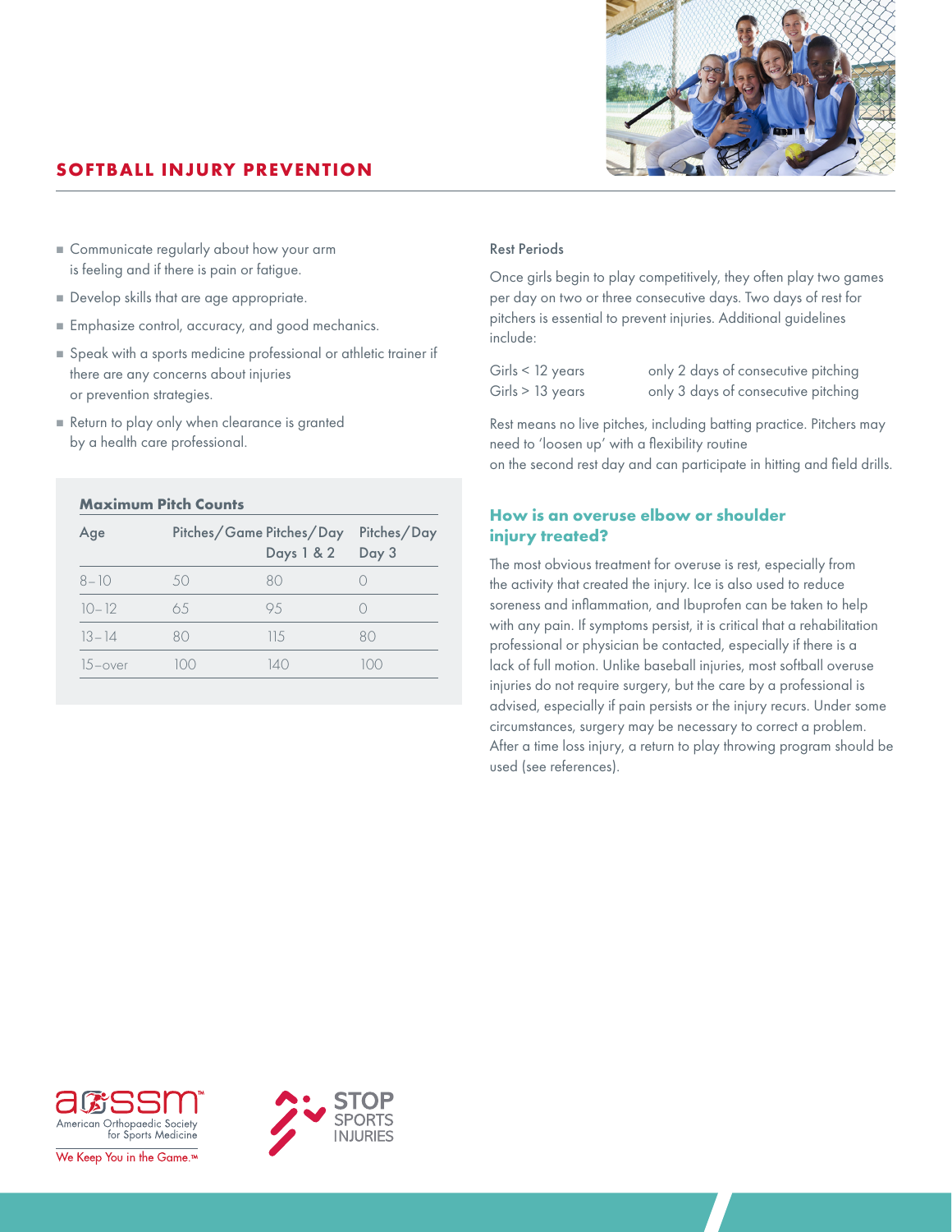## SOFTBALL INJURY PREVENTION

- Communicate regularly about how your arm is feeling and if there is pain or fatigue.
- Develop skills that are age appropriate.
- Emphasize control, accuracy, and good mechanics.
- Speak with a sports medicine professional or athletic trainer if there are any concerns about injuries or prevention strategies.
- Return to play only when clearance is granted by a health care professional.

**Maximum Pitch Counts**

| Age | Pitches/Game | Pitches/Day Days 1 & 2 | Pitches/Day Day 3 |
|---|---|---|---|
| 8–10 | 50 | 80 | 0 |
| 10–12 | 65 | 95 | 0 |
| 13–14 | 80 | 115 | 80 |
| 15–over | 100 | 140 | 100 |

Rest Periods

Once girls begin to play competitively, they often play two games per day on two or three consecutive days. Two days of rest for pitchers is essential to prevent injuries. Additional guidelines include:

| | |
|---|---|
| Girls < 12 years | only 2 days of consecutive pitching |
| Girls > 13 years | only 3 days of consecutive pitching |

Rest means no live pitches, including batting practice. Pitchers may need to 'loosen up' with a flexibility routine on the second rest day and can participate in hitting and field drills.

### How is an overuse elbow or shoulder injury treated?

The most obvious treatment for overuse is rest, especially from the activity that created the injury. Ice is also used to reduce soreness and inflammation, and Ibuprofen can be taken to help with any pain. If symptoms persist, it is critical that a rehabilitation professional or physician be contacted, especially if there is a lack of full motion. Unlike baseball injuries, most softball overuse injuries do not require surgery, but the care by a professional is advised, especially if pain persists or the injury recurs. Under some circumstances, surgery may be necessary to correct a problem. After a time loss injury, a return to play throwing program should be used (see references).

aossm™ American Orthopaedic Society for Sports Medicine
We Keep You in the Game.™

STOP SPORTS INJURIES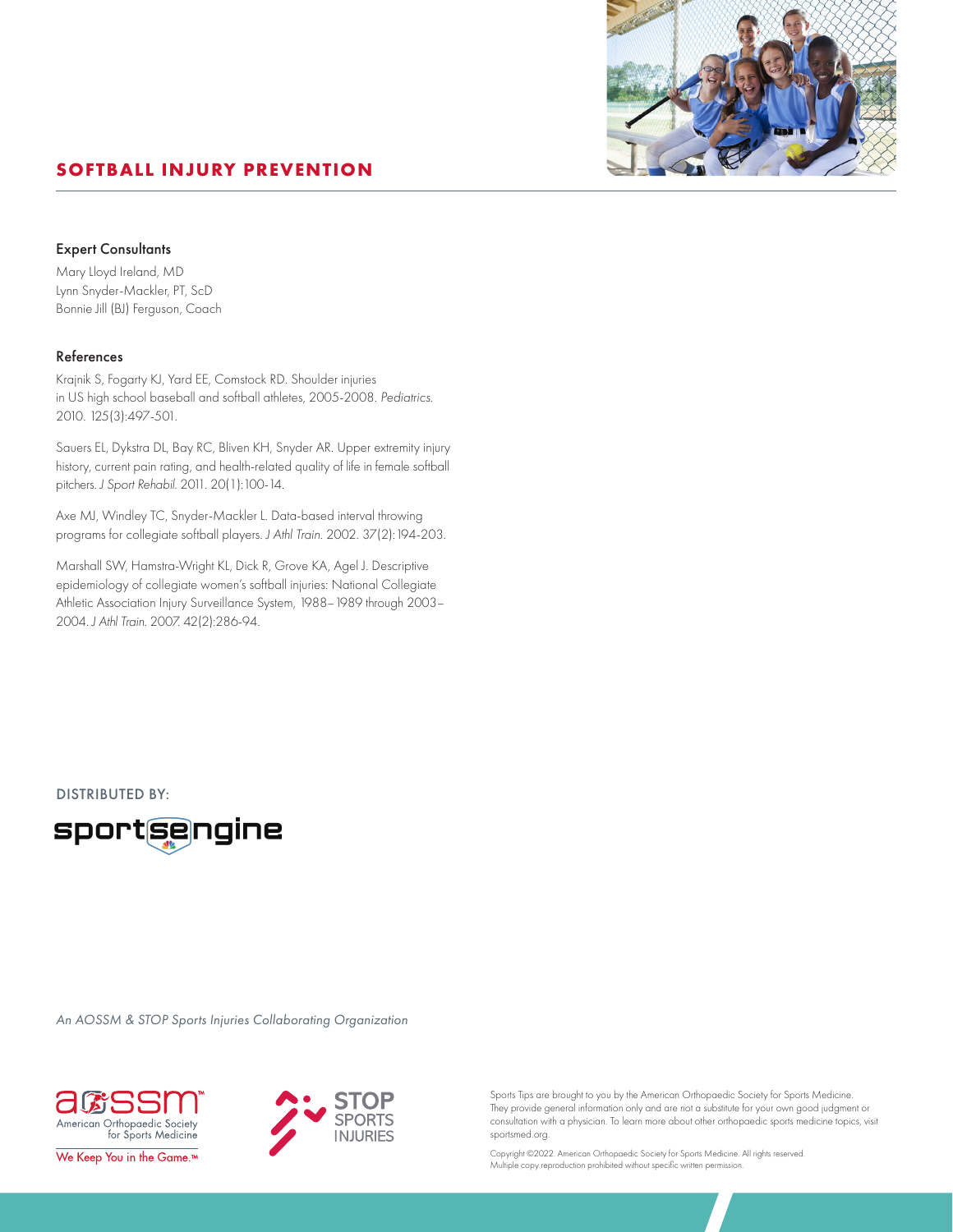## SOFTBALL INJURY PREVENTION

### Expert Consultants

Mary Lloyd Ireland, MD
Lynn Snyder-Mackler, PT, ScD
Bonnie Jill (BJ) Ferguson, Coach

### References

Krajnik S, Fogarty KJ, Yard EE, Comstock RD. Shoulder injuries in US high school baseball and softball athletes, 2005-2008. *Pediatrics*. 2010. 125(3):497-501.

Sauers EL, Dykstra DL, Bay RC, Bliven KH, Snyder AR. Upper extremity injury history, current pain rating, and health-related quality of life in female softball pitchers. *J Sport Rehabil*. 2011. 20(1):100-14.

Axe MJ, Windley TC, Snyder-Mackler L. Data-based interval throwing programs for collegiate softball players. *J Athl Train*. 2002. 37(2):194-203.

Marshall SW, Hamstra-Wright KL, Dick R, Grove KA, Agel J. Descriptive epidemiology of collegiate women's softball injuries: National Collegiate Athletic Association Injury Surveillance System, 1988– 1989 through 2003–2004. *J Athl Train*. 2007. 42(2):286-94.

DISTRIBUTED BY:

sportsengine

*An AOSSM & STOP Sports Injuries Collaborating Organization*

aossm American Orthopaedic Society for Sports Medicine
We Keep You in the Game.™

STOP SPORTS INJURIES

Sports Tips are brought to you by the American Orthopaedic Society for Sports Medicine. They provide general information only and are not a substitute for your own good judgment or consultation with a physician. To learn more about other orthopaedic sports medicine topics, visit sportsmed.org.

Copyright ©2022. American Orthopaedic Society for Sports Medicine. All rights reserved. Multiple copy reproduction prohibited without specific written permission.